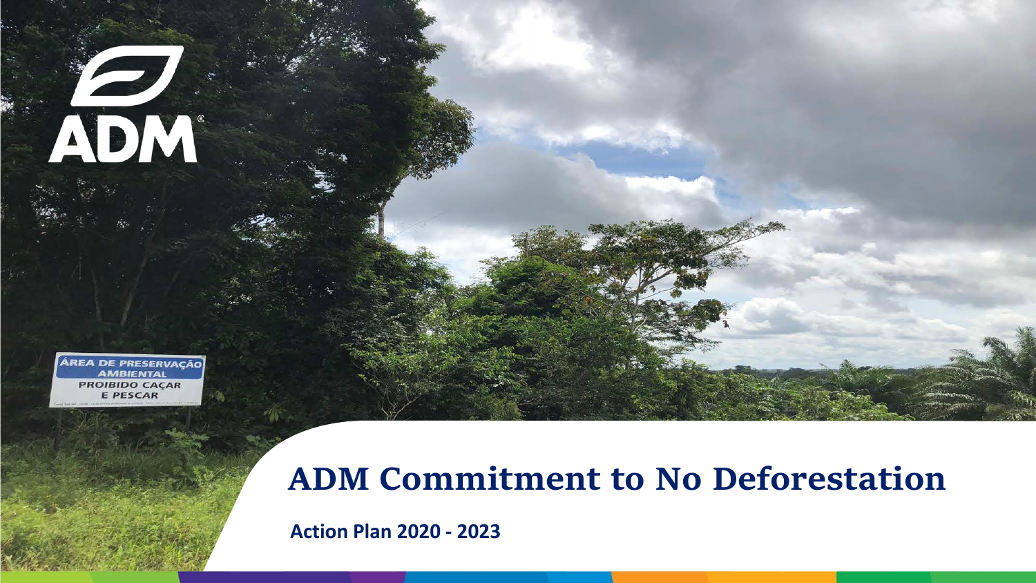# ADM Commitment to No Deforestation

**Action Plan 2020 - 2023**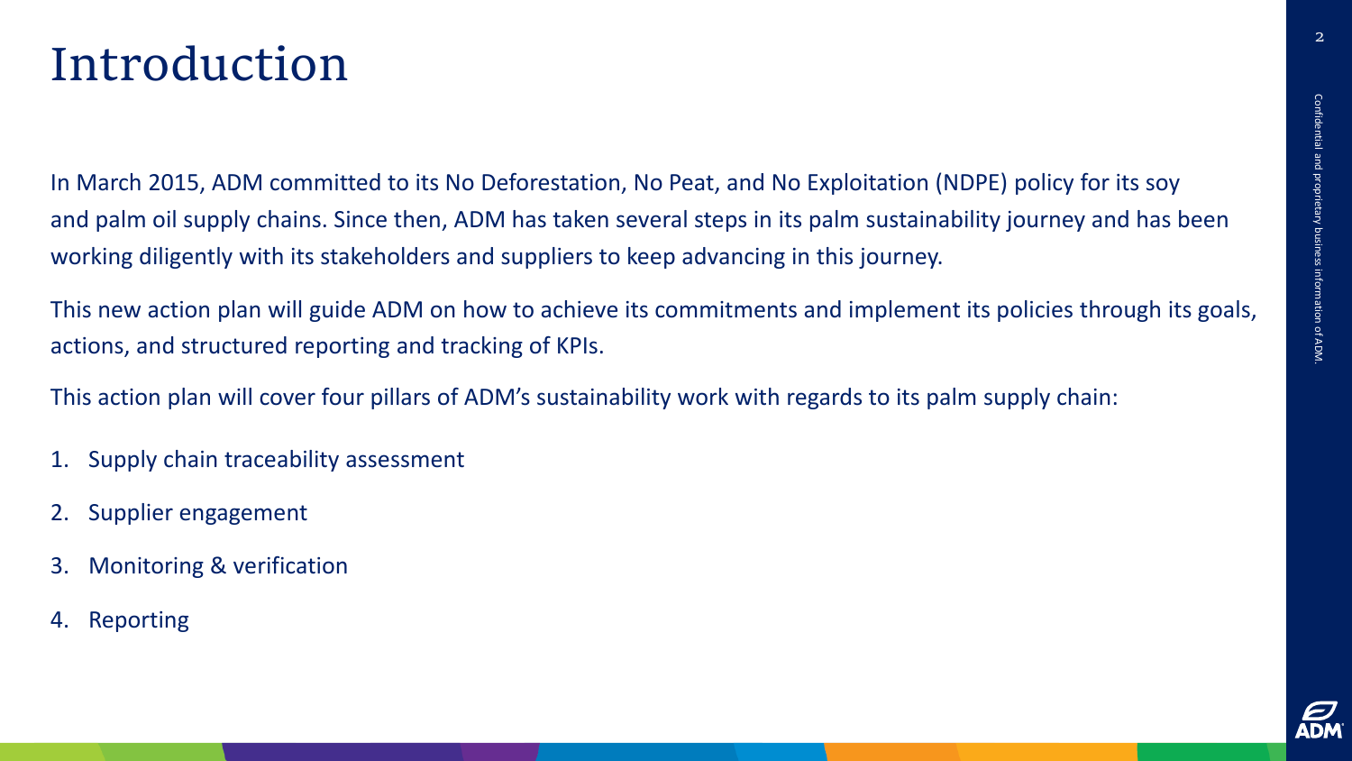# Introduction

In March 2015, ADM committed to its No Deforestation, No Peat, and No Exploitation (NDPE) policy for its soy and palm oil supply chains. Since then, ADM has taken several steps in its palm sustainability journey and has been working diligently with its stakeholders and suppliers to keep advancing in this journey.

This new action plan will guide ADM on how to achieve its commitments and implement its policies through its goals, actions, and structured reporting and tracking of KPIs.

This action plan will cover four pillars of ADM's sustainability work with regards to its palm supply chain:

1. Supply chain traceability assessment
2. Supplier engagement
3. Monitoring & verification
4. Reporting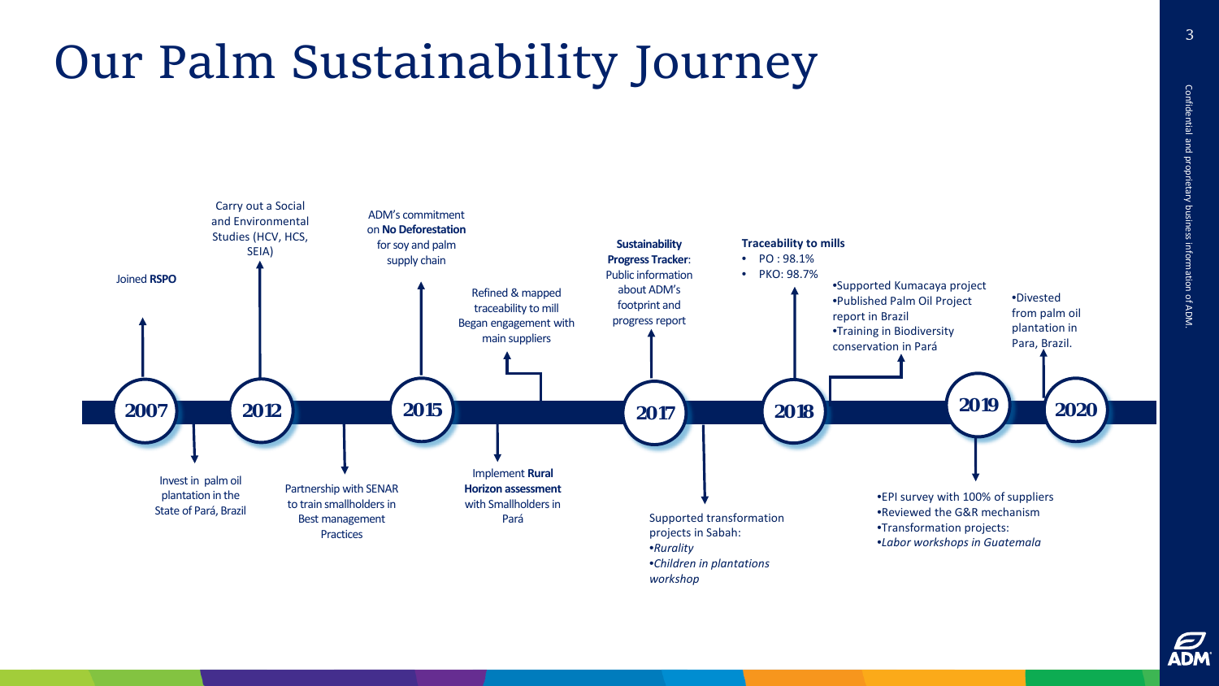# Our Palm Sustainability Journey

**2007**
- Joined **RSPO**
- Invest in palm oil plantation in the State of Pará, Brazil

**2012**
- Carry out a Social and Environmental Studies (HCV, HCS, SEIA)
- Partnership with SENAR to train smallholders in Best management Practices

**2015**
- ADM's commitment on **No Deforestation** for soy and palm supply chain
- Refined & mapped traceability to mill Began engagement with main suppliers
- Implement **Rural Horizon assessment** with Smallholders in Pará

**2017**
- **Sustainability Progress Tracker**: Public information about ADM's footprint and progress report
- Supported transformation projects in Sabah:
  - *Rurality*
  - *Children in plantations workshop*

**2018**
- **Traceability to mills**
  - PO : 98.1%
  - PKO: 98.7%
- Supported Kumacaya project
- Published Palm Oil Project report in Brazil
- Training in Biodiversity conservation in Pará

**2019**
- EPI survey with 100% of suppliers
- Reviewed the G&R mechanism
- Transformation projects:
  - *Labor workshops in Guatemala*
- Divested from palm oil plantation in Para, Brazil.

**2020**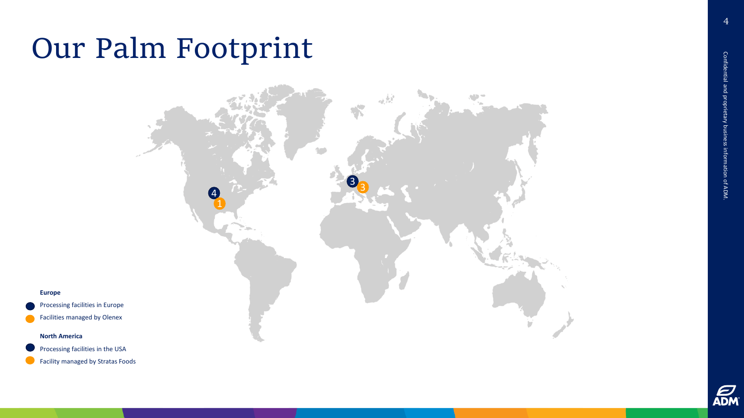# Our Palm Footprint

3 3

4 1

**Europe**

- Processing facilities in Europe
- Facilities managed by Olenex

**North America**

- Processing facilities in the USA
- Facility managed by Stratas Foods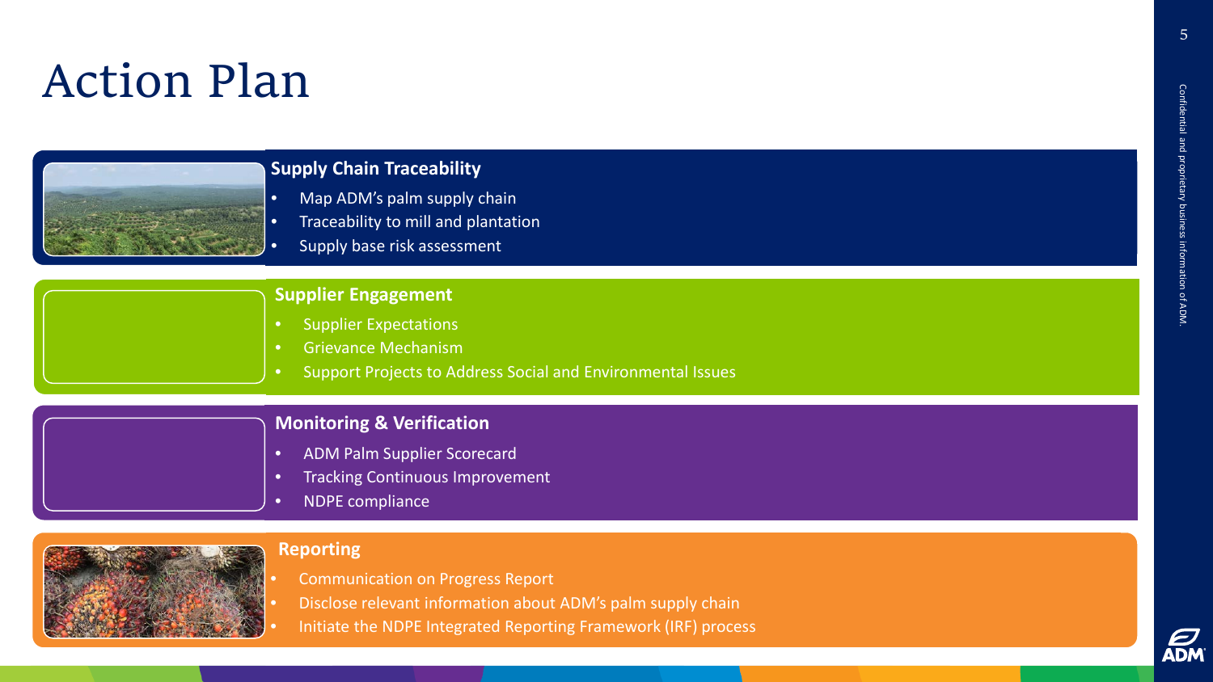# Action Plan

## Supply Chain Traceability

- Map ADM's palm supply chain
- Traceability to mill and plantation
- Supply base risk assessment

## Supplier Engagement

- Supplier Expectations
- Grievance Mechanism
- Support Projects to Address Social and Environmental Issues

## Monitoring & Verification

- ADM Palm Supplier Scorecard
- Tracking Continuous Improvement
- NDPE compliance

## Reporting

- Communication on Progress Report
- Disclose relevant information about ADM's palm supply chain
- Initiate the NDPE Integrated Reporting Framework (IRF) process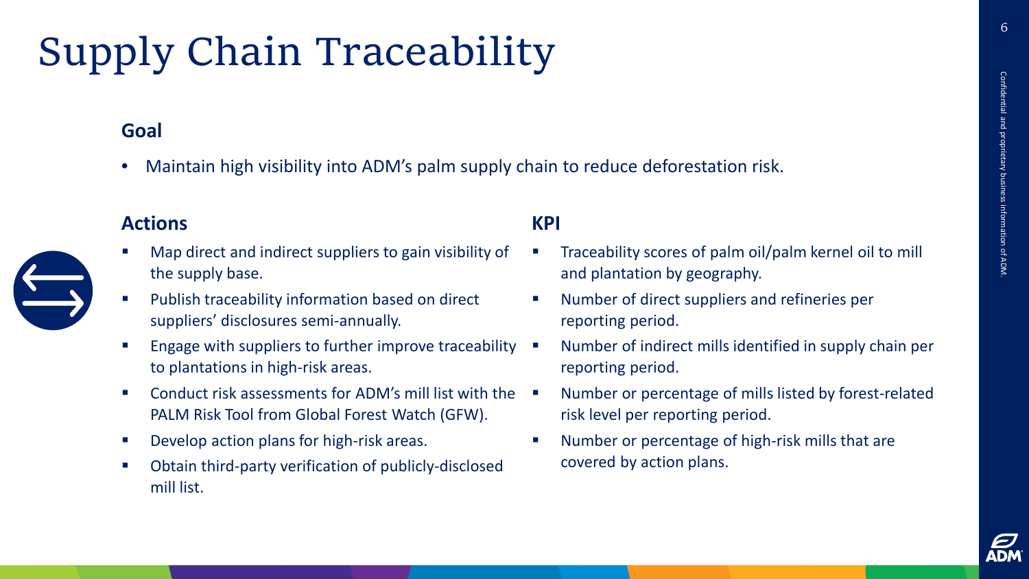# Supply Chain Traceability

## Goal

- Maintain high visibility into ADM's palm supply chain to reduce deforestation risk.

## Actions

- Map direct and indirect suppliers to gain visibility of the supply base.
- Publish traceability information based on direct suppliers' disclosures semi-annually.
- Engage with suppliers to further improve traceability to plantations in high-risk areas.
- Conduct risk assessments for ADM's mill list with the PALM Risk Tool from Global Forest Watch (GFW).
- Develop action plans for high-risk areas.
- Obtain third-party verification of publicly-disclosed mill list.

## KPI

- Traceability scores of palm oil/palm kernel oil to mill and plantation by geography.
- Number of direct suppliers and refineries per reporting period.
- Number of indirect mills identified in supply chain per reporting period.
- Number or percentage of mills listed by forest-related risk level per reporting period.
- Number or percentage of high-risk mills that are covered by action plans.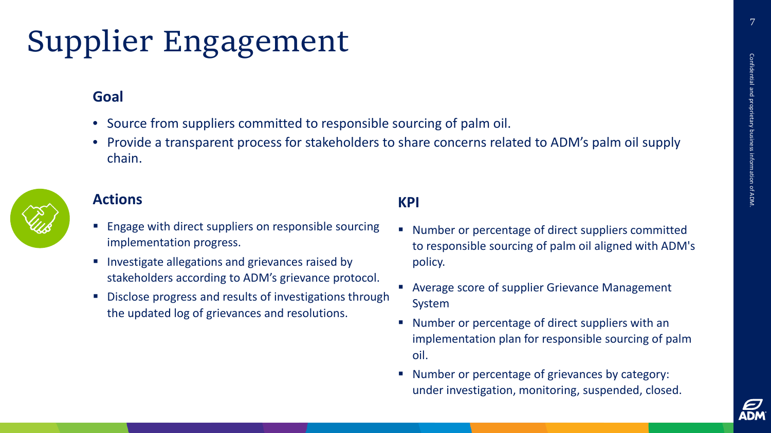# Supplier Engagement

## Goal

- Source from suppliers committed to responsible sourcing of palm oil.
- Provide a transparent process for stakeholders to share concerns related to ADM's palm oil supply chain.

## Actions

- Engage with direct suppliers on responsible sourcing implementation progress.
- Investigate allegations and grievances raised by stakeholders according to ADM's grievance protocol.
- Disclose progress and results of investigations through the updated log of grievances and resolutions.

## KPI

- Number or percentage of direct suppliers committed to responsible sourcing of palm oil aligned with ADM's policy.
- Average score of supplier Grievance Management System
- Number or percentage of direct suppliers with an implementation plan for responsible sourcing of palm oil.
- Number or percentage of grievances by category: under investigation, monitoring, suspended, closed.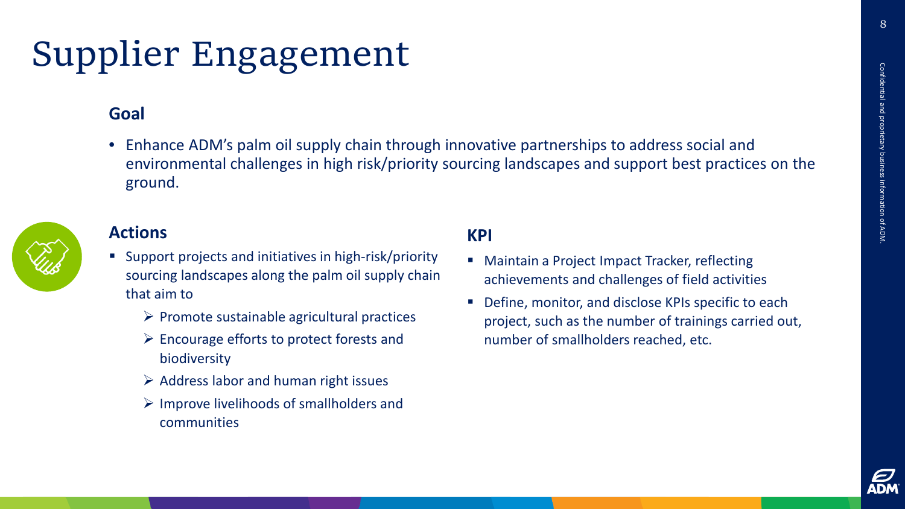# Supplier Engagement

## Goal

- Enhance ADM's palm oil supply chain through innovative partnerships to address social and environmental challenges in high risk/priority sourcing landscapes and support best practices on the ground.

## Actions

- Support projects and initiatives in high-risk/priority sourcing landscapes along the palm oil supply chain that aim to
  - Promote sustainable agricultural practices
  - Encourage efforts to protect forests and biodiversity
  - Address labor and human right issues
  - Improve livelihoods of smallholders and communities

## KPI

- Maintain a Project Impact Tracker, reflecting achievements and challenges of field activities
- Define, monitor, and disclose KPIs specific to each project, such as the number of trainings carried out, number of smallholders reached, etc.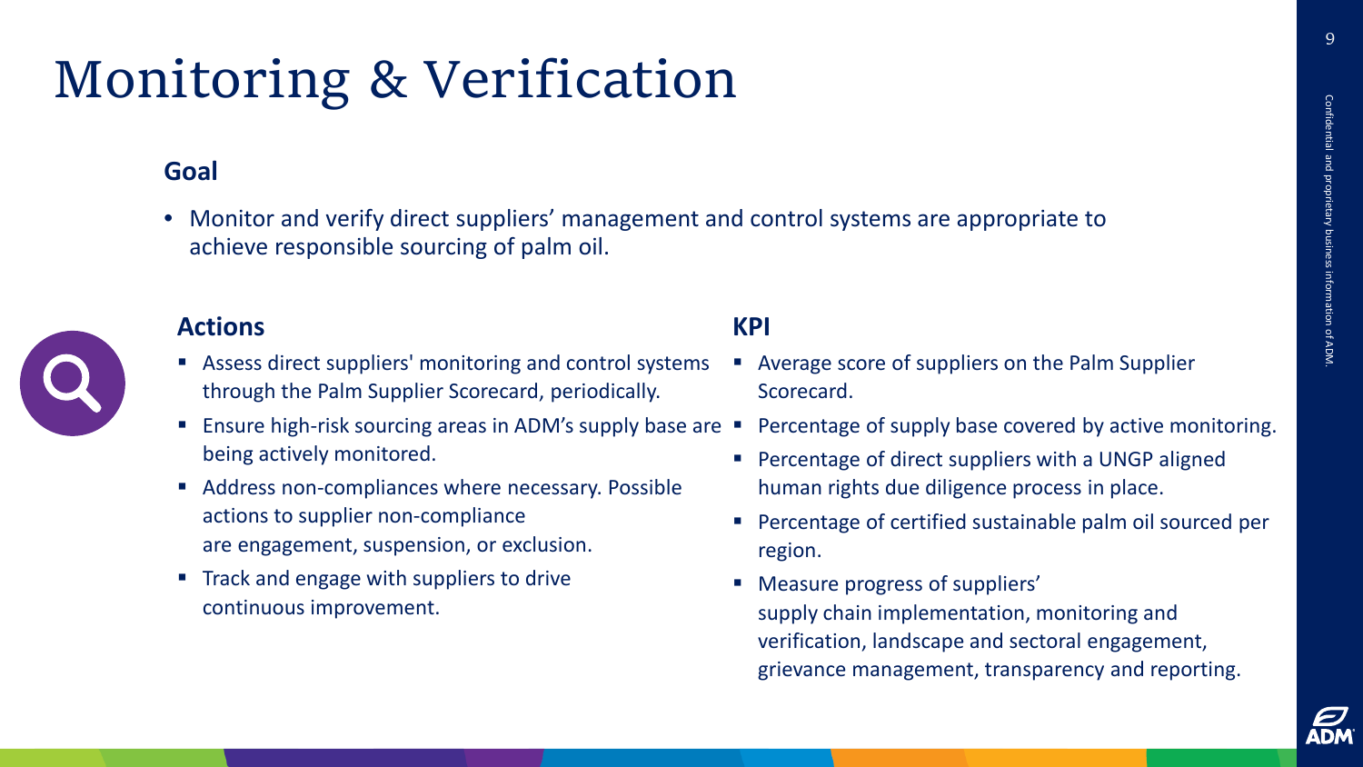# Monitoring & Verification

## Goal

- Monitor and verify direct suppliers' management and control systems are appropriate to achieve responsible sourcing of palm oil.

## Actions

- Assess direct suppliers' monitoring and control systems through the Palm Supplier Scorecard, periodically.
- Ensure high-risk sourcing areas in ADM's supply base are being actively monitored.
- Address non-compliances where necessary. Possible actions to supplier non-compliance are engagement, suspension, or exclusion.
- Track and engage with suppliers to drive continuous improvement.

## KPI

- Average score of suppliers on the Palm Supplier Scorecard.
- Percentage of supply base covered by active monitoring.
- Percentage of direct suppliers with a UNGP aligned human rights due diligence process in place.
- Percentage of certified sustainable palm oil sourced per region.
- Measure progress of suppliers' supply chain implementation, monitoring and verification, landscape and sectoral engagement, grievance management, transparency and reporting.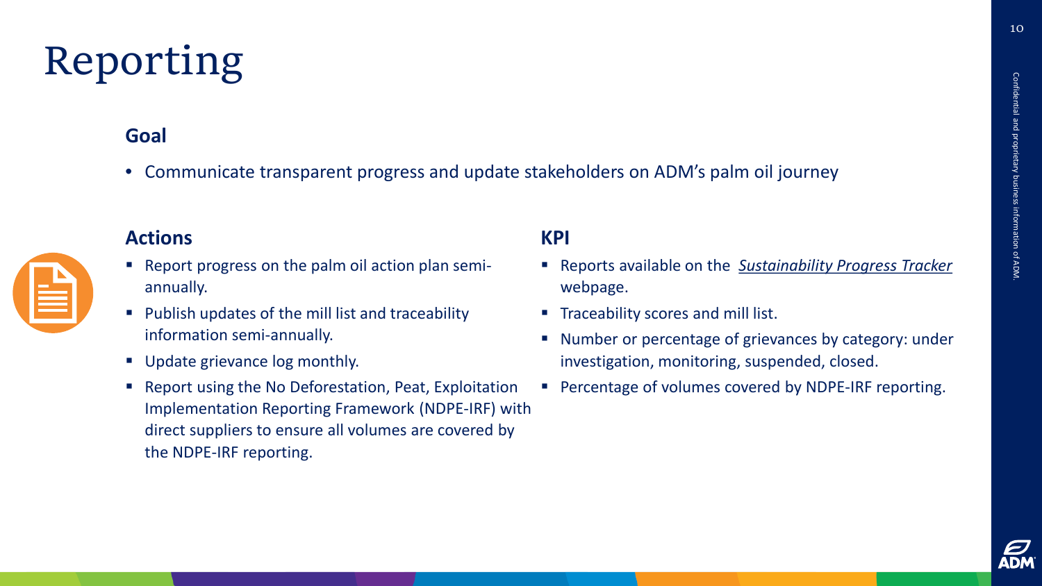# Reporting

## Goal

- Communicate transparent progress and update stakeholders on ADM's palm oil journey

## Actions

- Report progress on the palm oil action plan semi-annually.
- Publish updates of the mill list and traceability information semi-annually.
- Update grievance log monthly.
- Report using the No Deforestation, Peat, Exploitation Implementation Reporting Framework (NDPE-IRF) with direct suppliers to ensure all volumes are covered by the NDPE-IRF reporting.

## KPI

- Reports available on the *Sustainability Progress Tracker* webpage.
- Traceability scores and mill list.
- Number or percentage of grievances by category: under investigation, monitoring, suspended, closed.
- Percentage of volumes covered by NDPE-IRF reporting.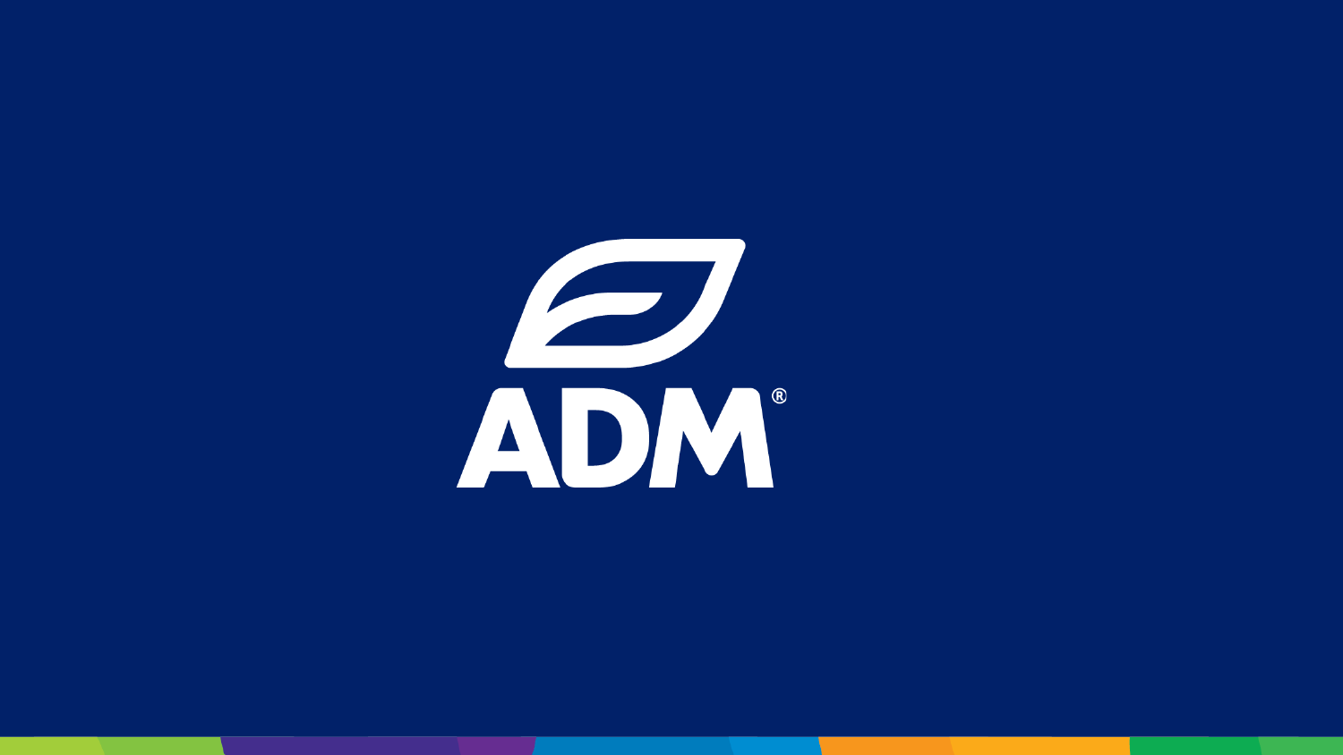ADM®